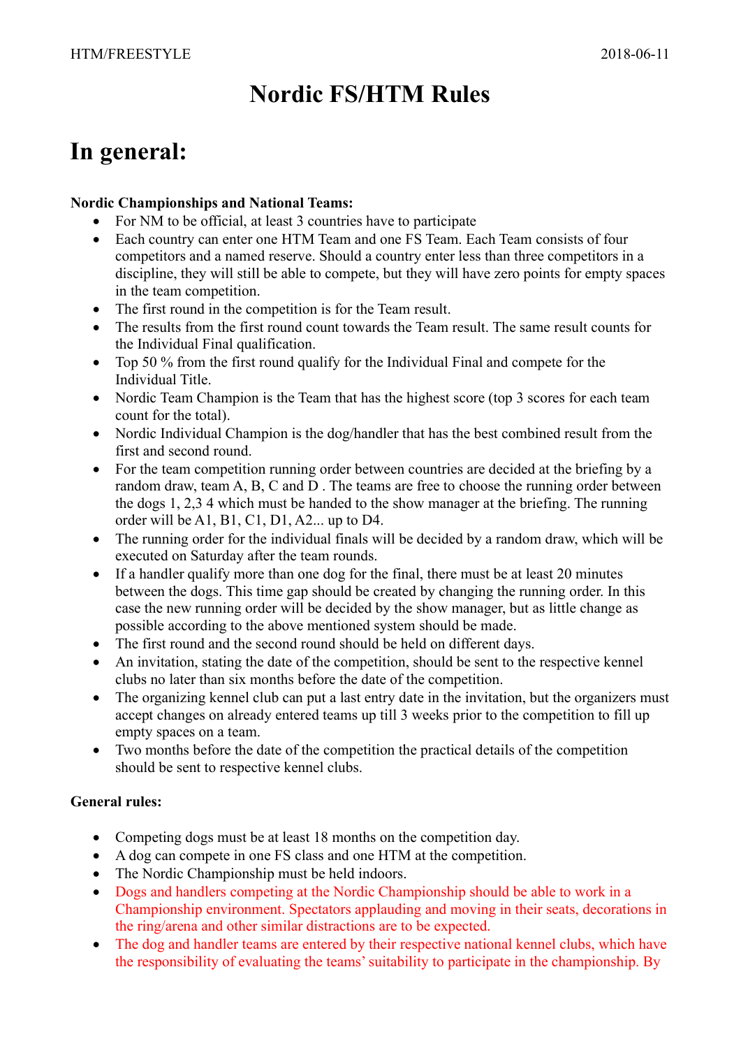# Nordic FS/HTM Rules

## In general:

**Nordic Championships and National Teams:**

- For NM to be official, at least 3 countries have to participate
- Each country can enter one HTM Team and one FS Team. Each Team consists of four competitors and a named reserve. Should a country enter less than three competitors in a discipline, they will still be able to compete, but they will have zero points for empty spaces in the team competition.
- The first round in the competition is for the Team result.
- The results from the first round count towards the Team result. The same result counts for the Individual Final qualification.
- Top 50 % from the first round qualify for the Individual Final and compete for the Individual Title.
- Nordic Team Champion is the Team that has the highest score (top 3 scores for each team count for the total).
- Nordic Individual Champion is the dog/handler that has the best combined result from the first and second round.
- For the team competition running order between countries are decided at the briefing by a random draw, team A, B, C and D . The teams are free to choose the running order between the dogs 1, 2,3 4 which must be handed to the show manager at the briefing. The running order will be A1, B1, C1, D1, A2... up to D4.
- The running order for the individual finals will be decided by a random draw, which will be executed on Saturday after the team rounds.
- If a handler qualify more than one dog for the final, there must be at least 20 minutes between the dogs. This time gap should be created by changing the running order. In this case the new running order will be decided by the show manager, but as little change as possible according to the above mentioned system should be made.
- The first round and the second round should be held on different days.
- An invitation, stating the date of the competition, should be sent to the respective kennel clubs no later than six months before the date of the competition.
- The organizing kennel club can put a last entry date in the invitation, but the organizers must accept changes on already entered teams up till 3 weeks prior to the competition to fill up empty spaces on a team.
- Two months before the date of the competition the practical details of the competition should be sent to respective kennel clubs.

**General rules:**

- Competing dogs must be at least 18 months on the competition day.
- A dog can compete in one FS class and one HTM at the competition.
- The Nordic Championship must be held indoors.
- Dogs and handlers competing at the Nordic Championship should be able to work in a Championship environment. Spectators applauding and moving in their seats, decorations in the ring/arena and other similar distractions are to be expected.
- The dog and handler teams are entered by their respective national kennel clubs, which have the responsibility of evaluating the teams' suitability to participate in the championship. By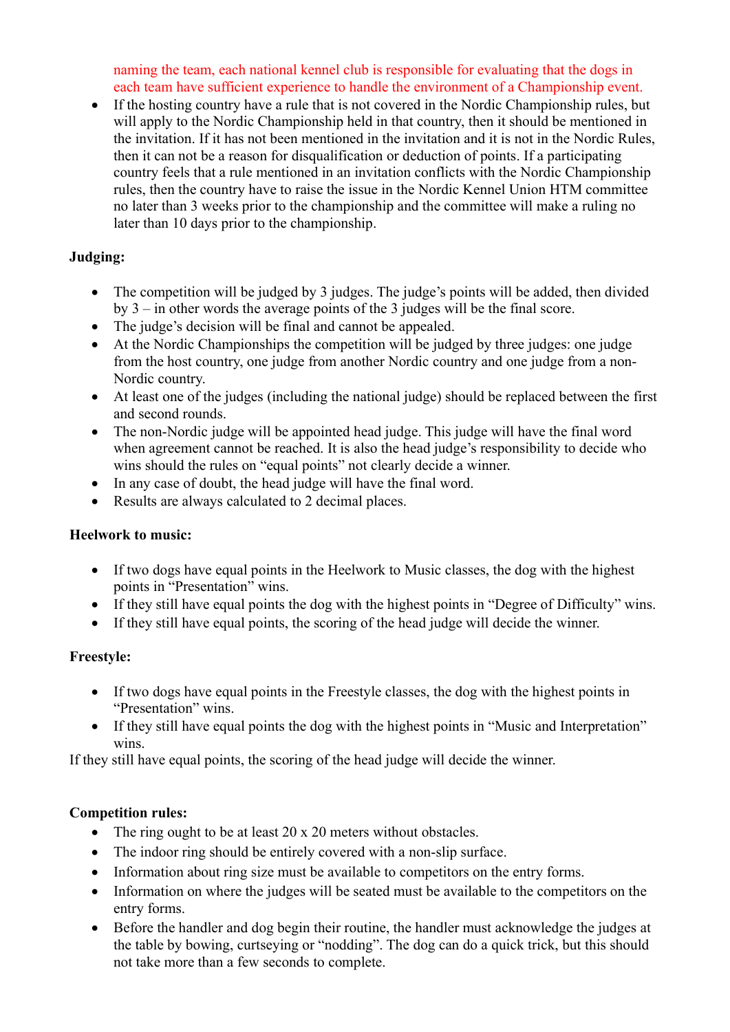naming the team, each national kennel club is responsible for evaluating that the dogs in each team have sufficient experience to handle the environment of a Championship event.

- If the hosting country have a rule that is not covered in the Nordic Championship rules, but will apply to the Nordic Championship held in that country, then it should be mentioned in the invitation. If it has not been mentioned in the invitation and it is not in the Nordic Rules, then it can not be a reason for disqualification or deduction of points. If a participating country feels that a rule mentioned in an invitation conflicts with the Nordic Championship rules, then the country have to raise the issue in the Nordic Kennel Union HTM committee no later than 3 weeks prior to the championship and the committee will make a ruling no later than 10 days prior to the championship.

**Judging:**

- The competition will be judged by 3 judges. The judge's points will be added, then divided by 3 – in other words the average points of the 3 judges will be the final score.
- The judge's decision will be final and cannot be appealed.
- At the Nordic Championships the competition will be judged by three judges: one judge from the host country, one judge from another Nordic country and one judge from a non-Nordic country.
- At least one of the judges (including the national judge) should be replaced between the first and second rounds.
- The non-Nordic judge will be appointed head judge. This judge will have the final word when agreement cannot be reached. It is also the head judge's responsibility to decide who wins should the rules on "equal points" not clearly decide a winner.
- In any case of doubt, the head judge will have the final word.
- Results are always calculated to 2 decimal places.

**Heelwork to music:**

- If two dogs have equal points in the Heelwork to Music classes, the dog with the highest points in "Presentation" wins.
- If they still have equal points the dog with the highest points in "Degree of Difficulty" wins.
- If they still have equal points, the scoring of the head judge will decide the winner.

**Freestyle:**

- If two dogs have equal points in the Freestyle classes, the dog with the highest points in "Presentation" wins.
- If they still have equal points the dog with the highest points in "Music and Interpretation" wins.

If they still have equal points, the scoring of the head judge will decide the winner.

**Competition rules:**

- The ring ought to be at least 20 x 20 meters without obstacles.
- The indoor ring should be entirely covered with a non-slip surface.
- Information about ring size must be available to competitors on the entry forms.
- Information on where the judges will be seated must be available to the competitors on the entry forms.
- Before the handler and dog begin their routine, the handler must acknowledge the judges at the table by bowing, curtseying or "nodding". The dog can do a quick trick, but this should not take more than a few seconds to complete.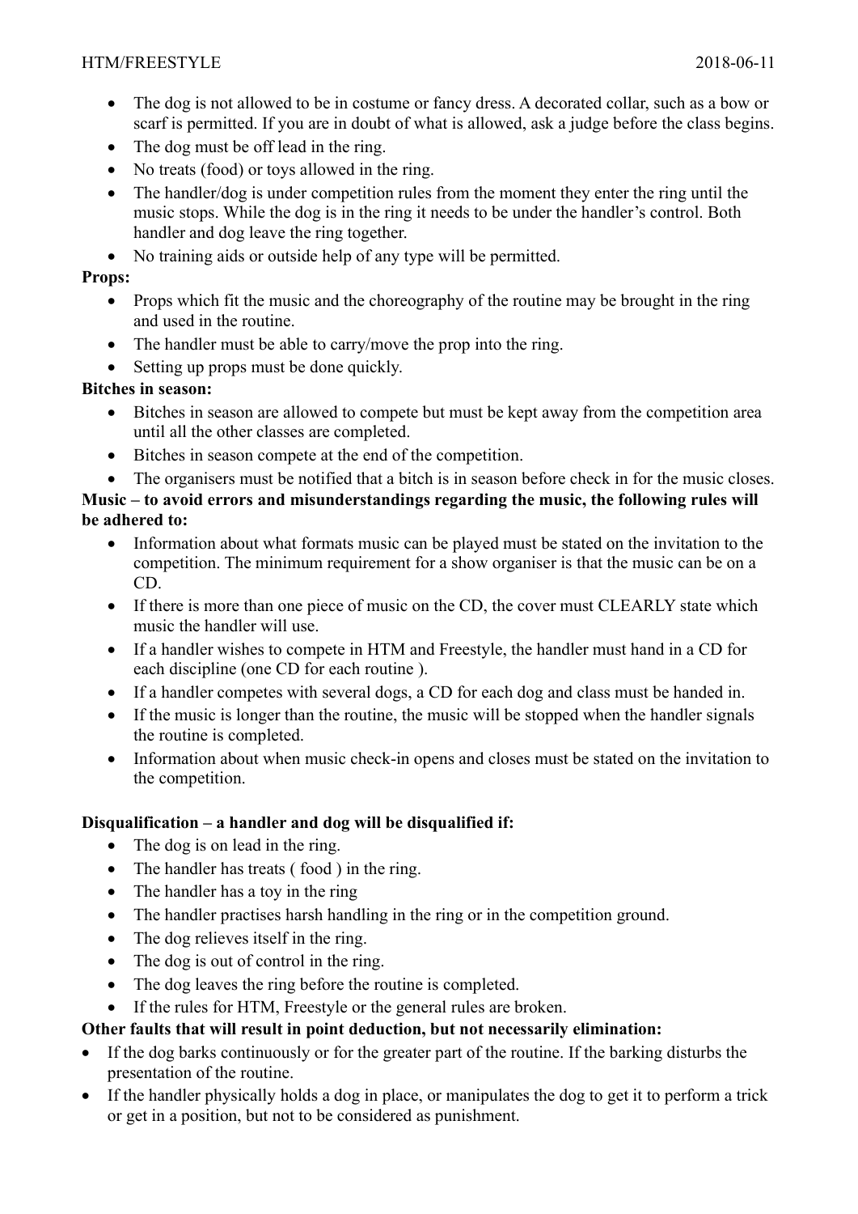- The dog is not allowed to be in costume or fancy dress. A decorated collar, such as a bow or scarf is permitted. If you are in doubt of what is allowed, ask a judge before the class begins.
- The dog must be off lead in the ring.
- No treats (food) or toys allowed in the ring.
- The handler/dog is under competition rules from the moment they enter the ring until the music stops. While the dog is in the ring it needs to be under the handler's control. Both handler and dog leave the ring together.
- No training aids or outside help of any type will be permitted.

**Props:**

- Props which fit the music and the choreography of the routine may be brought in the ring and used in the routine.
- The handler must be able to carry/move the prop into the ring.
- Setting up props must be done quickly.

**Bitches in season:**

- Bitches in season are allowed to compete but must be kept away from the competition area until all the other classes are completed.
- Bitches in season compete at the end of the competition.
- The organisers must be notified that a bitch is in season before check in for the music closes.

**Music – to avoid errors and misunderstandings regarding the music, the following rules will be adhered to:**

- Information about what formats music can be played must be stated on the invitation to the competition. The minimum requirement for a show organiser is that the music can be on a CD.
- If there is more than one piece of music on the CD, the cover must CLEARLY state which music the handler will use.
- If a handler wishes to compete in HTM and Freestyle, the handler must hand in a CD for each discipline (one CD for each routine ).
- If a handler competes with several dogs, a CD for each dog and class must be handed in.
- If the music is longer than the routine, the music will be stopped when the handler signals the routine is completed.
- Information about when music check-in opens and closes must be stated on the invitation to the competition.

**Disqualification – a handler and dog will be disqualified if:**

- The dog is on lead in the ring.
- The handler has treats ( food ) in the ring.
- The handler has a toy in the ring
- The handler practises harsh handling in the ring or in the competition ground.
- The dog relieves itself in the ring.
- The dog is out of control in the ring.
- The dog leaves the ring before the routine is completed.
- If the rules for HTM, Freestyle or the general rules are broken.

**Other faults that will result in point deduction, but not necessarily elimination:**

- If the dog barks continuously or for the greater part of the routine. If the barking disturbs the presentation of the routine.
- If the handler physically holds a dog in place, or manipulates the dog to get it to perform a trick or get in a position, but not to be considered as punishment.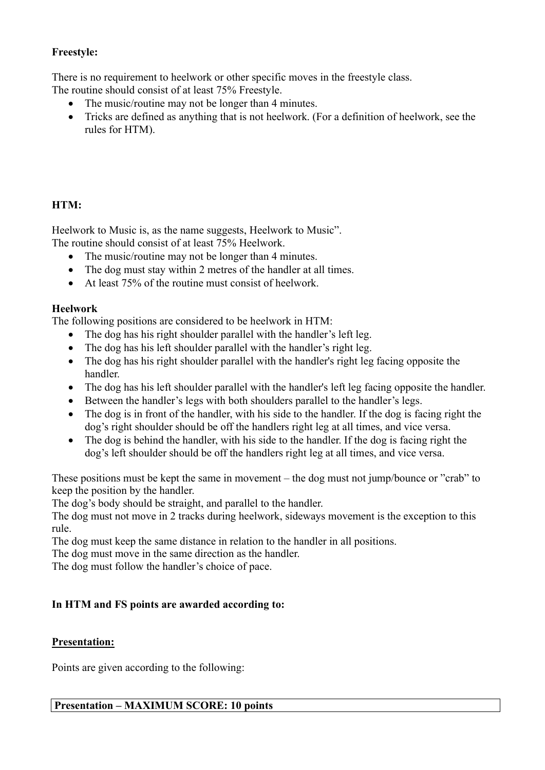**Freestyle:**

There is no requirement to heelwork or other specific moves in the freestyle class.
The routine should consist of at least 75% Freestyle.

- The music/routine may not be longer than 4 minutes.
- Tricks are defined as anything that is not heelwork. (For a definition of heelwork, see the rules for HTM).

**HTM:**

Heelwork to Music is, as the name suggests, Heelwork to Music".
The routine should consist of at least 75% Heelwork.

- The music/routine may not be longer than 4 minutes.
- The dog must stay within 2 metres of the handler at all times.
- At least 75% of the routine must consist of heelwork.

**Heelwork**
The following positions are considered to be heelwork in HTM:

- The dog has his right shoulder parallel with the handler's left leg.
- The dog has his left shoulder parallel with the handler's right leg.
- The dog has his right shoulder parallel with the handler's right leg facing opposite the handler.
- The dog has his left shoulder parallel with the handler's left leg facing opposite the handler.
- Between the handler's legs with both shoulders parallel to the handler's legs.
- The dog is in front of the handler, with his side to the handler. If the dog is facing right the dog's right shoulder should be off the handlers right leg at all times, and vice versa.
- The dog is behind the handler, with his side to the handler. If the dog is facing right the dog's left shoulder should be off the handlers right leg at all times, and vice versa.

These positions must be kept the same in movement – the dog must not jump/bounce or "crab" to keep the position by the handler.
The dog's body should be straight, and parallel to the handler.
The dog must not move in 2 tracks during heelwork, sideways movement is the exception to this rule.
The dog must keep the same distance in relation to the handler in all positions.
The dog must move in the same direction as the handler.
The dog must follow the handler's choice of pace.

**In HTM and FS points are awarded according to:**

**Presentation:**

Points are given according to the following:

| **Presentation – MAXIMUM SCORE: 10 points** |
|---|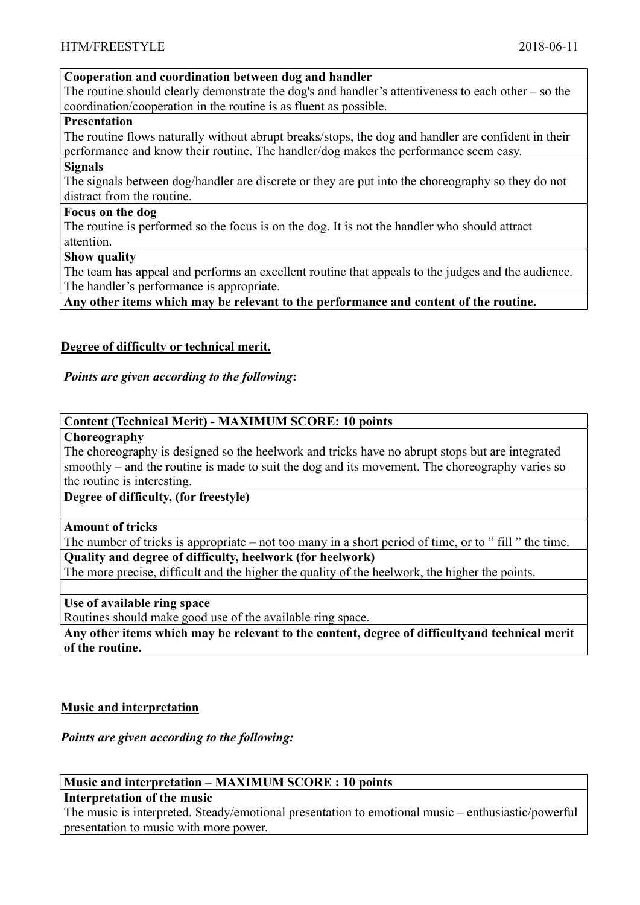| **Cooperation and coordination between dog and handler** |
|---|
| The routine should clearly demonstrate the dog's and handler's attentiveness to each other – so the coordination/cooperation in the routine is as fluent as possible. |
| **Presentation** |
| The routine flows naturally without abrupt breaks/stops, the dog and handler are confident in their performance and know their routine. The handler/dog makes the performance seem easy. |
| **Signals** |
| The signals between dog/handler are discrete or they are put into the choreography so they do not distract from the routine. |
| **Focus on the dog** |
| The routine is performed so the focus is on the dog. It is not the handler who should attract attention. |
| **Show quality** |
| The team has appeal and performs an excellent routine that appeals to the judges and the audience. The handler's performance is appropriate. |
| **Any other items which may be relevant to the performance and content of the routine.** |

## Degree of difficulty or technical merit.

***Points are given according to the following*:**

| **Content (Technical Merit) - MAXIMUM SCORE: 10 points** |
|---|
| **Choreography** |
| The choreography is designed so the heelwork and tricks have no abrupt stops but are integrated smoothly – and the routine is made to suit the dog and its movement. The choreography varies so the routine is interesting. |
| **Degree of difficulty, (for freestyle)** |
| **Amount of tricks** |
| The number of tricks is appropriate – not too many in a short period of time, or to " fill " the time. |
| **Quality and degree of difficulty, heelwork (for heelwork)** |
| The more precise, difficult and the higher the quality of the heelwork, the higher the points. |
| |
| **Use of available ring space** |
| Routines should make good use of the available ring space. |
| **Any other items which may be relevant to the content, degree of difficultyand technical merit of the routine.** |

## Music and interpretation

***Points are given according to the following:***

| **Music and interpretation – MAXIMUM SCORE : 10 points** |
|---|
| **Interpretation of the music** |
| The music is interpreted. Steady/emotional presentation to emotional music – enthusiastic/powerful presentation to music with more power. |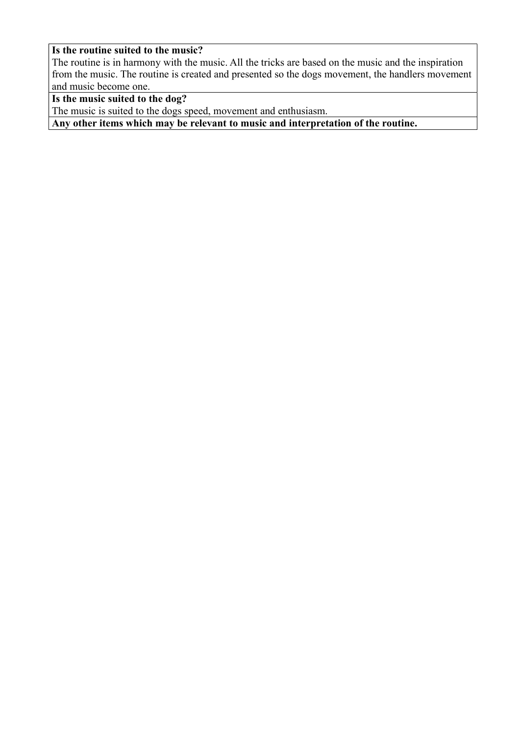| |
|---|
| **Is the routine suited to the music?** |
| The routine is in harmony with the music. All the tricks are based on the music and the inspiration from the music. The routine is created and presented so the dogs movement, the handlers movement and music become one. |
| **Is the music suited to the dog?** |
| The music is suited to the dogs speed, movement and enthusiasm. |
| **Any other items which may be relevant to music and interpretation of the routine.** |